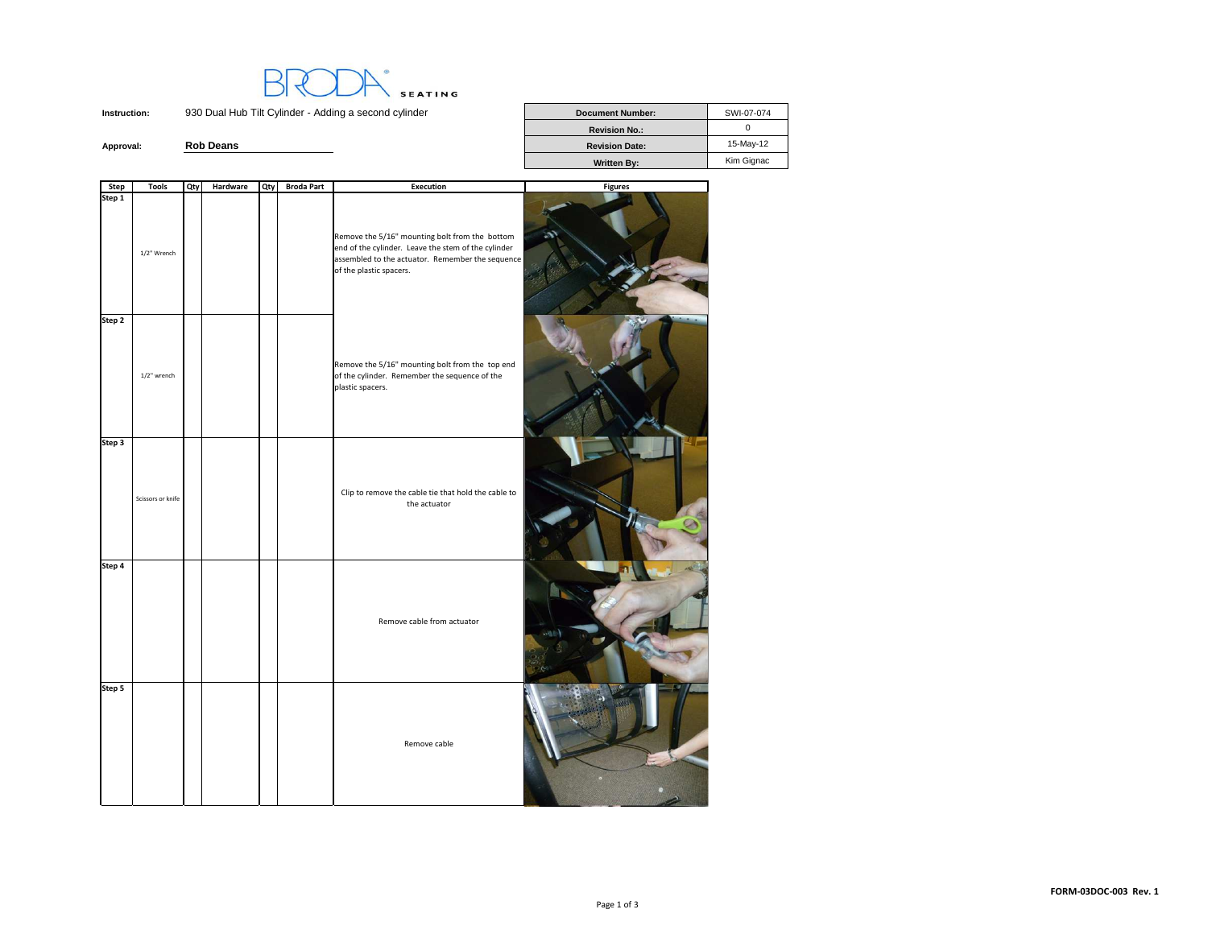BRODA SEATING

**Instruction:** 930 Dual Hub Tilt Cylinder - Adding a second cylinder

**Approval:** Rob Deans

| Document Number: | SWI-07-074 |
| --- | --- |
| Revision No.: | 0 |
| Revision Date: | 15-May-12 |
| Written By: | Kim Gignac |

| Step | Tools | Qty | Hardware | Qty | Broda Part | Execution | Figures |
| --- | --- | --- | --- | --- | --- | --- | --- |
| Step 1 | 1/2" Wrench | | | | | Remove the 5/16" mounting bolt from the bottom end of the cylinder. Leave the stem of the cylinder assembled to the actuator. Remember the sequence of the plastic spacers. | |
| Step 2 | 1/2" wrench | | | | | Remove the 5/16" mounting bolt from the top end of the cylinder. Remember the sequence of the plastic spacers. | |
| Step 3 | Scissors or knife | | | | | Clip to remove the cable tie that hold the cable to the actuator | |
| Step 4 | | | | | | Remove cable from actuator | |
| Step 5 | | | | | | Remove cable | |

FORM-03DOC-003 Rev. 1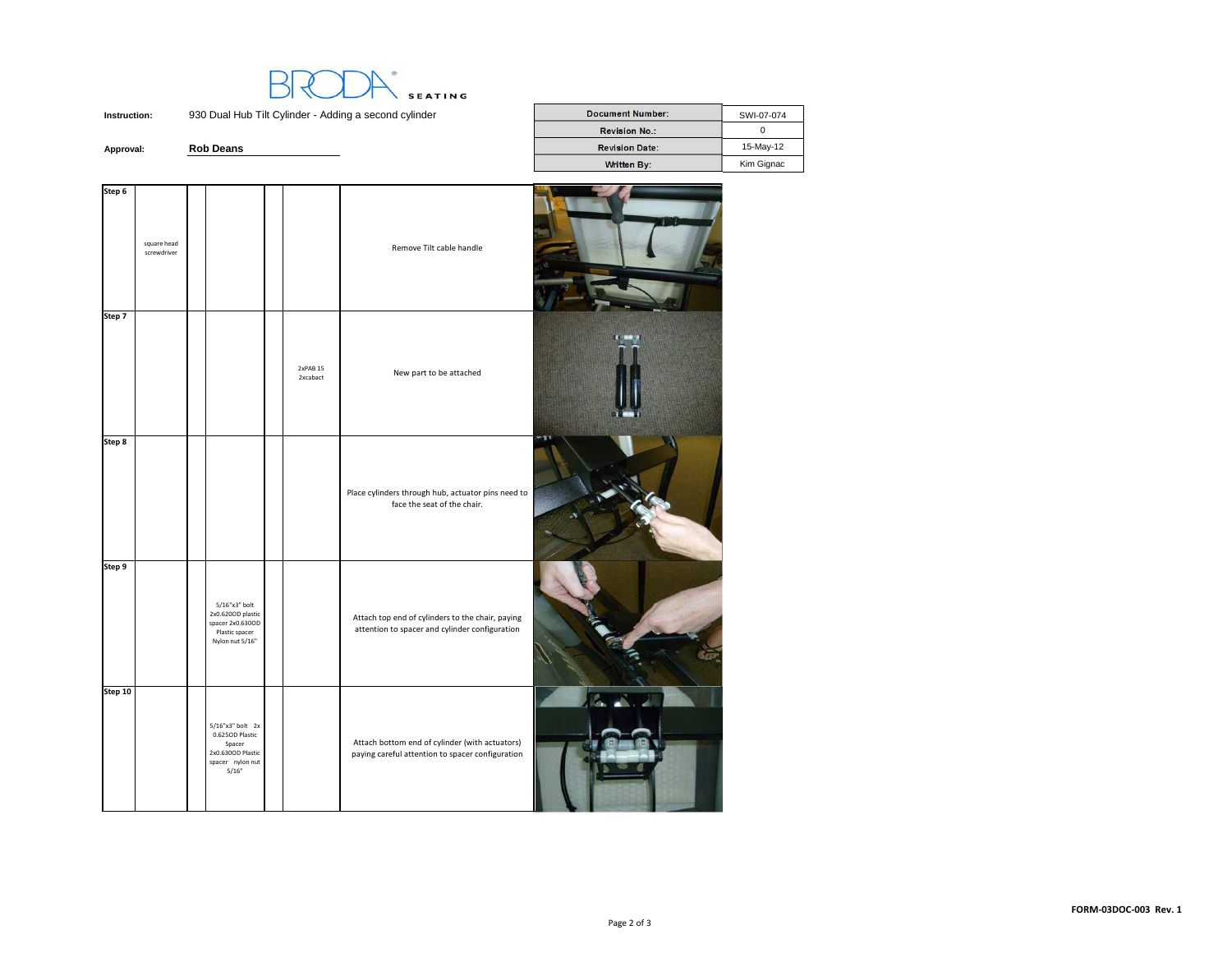BRODA SEATING

| | | | | |
|---|---|---|---|---|
| **Instruction:** | 930 Dual Hub Tilt Cylinder - Adding a second cylinder | | **Document Number:** | SWI-07-074 |
| | | | **Revision No.:** | 0 |
| **Approval:** | **Rob Deans** | | **Revision Date:** | 15-May-12 |
| | | | **Written By:** | Kim Gignac |

| Step | | | | | | | |
|---|---|---|---|---|---|---|---|
| **Step 6** | square head screwdriver | | | | | Remove Tilt cable handle | |
| **Step 7** | | | | | 2xPAB 15 2xcabact | New part to be attached | |
| **Step 8** | | | | | | Place cylinders through hub, actuator pins need to face the seat of the chair. | |
| **Step 9** | | | 5/16"x3" bolt 2x0.620OD plastic spacer 2x0.630OD Plastic spacer Nylon nut 5/16" | | | Attach top end of cylinders to the chair, paying attention to spacer and cylinder configuration | |
| **Step 10** | | | 5/16"x3" bolt 2x 0.625OD Plastic Spacer 2x0.630OD Plastic spacer nylon nut 5/16" | | | Attach bottom end of cylinder (with actuators) paying careful attention to spacer configuration | |

FORM-03DOC-003 Rev. 1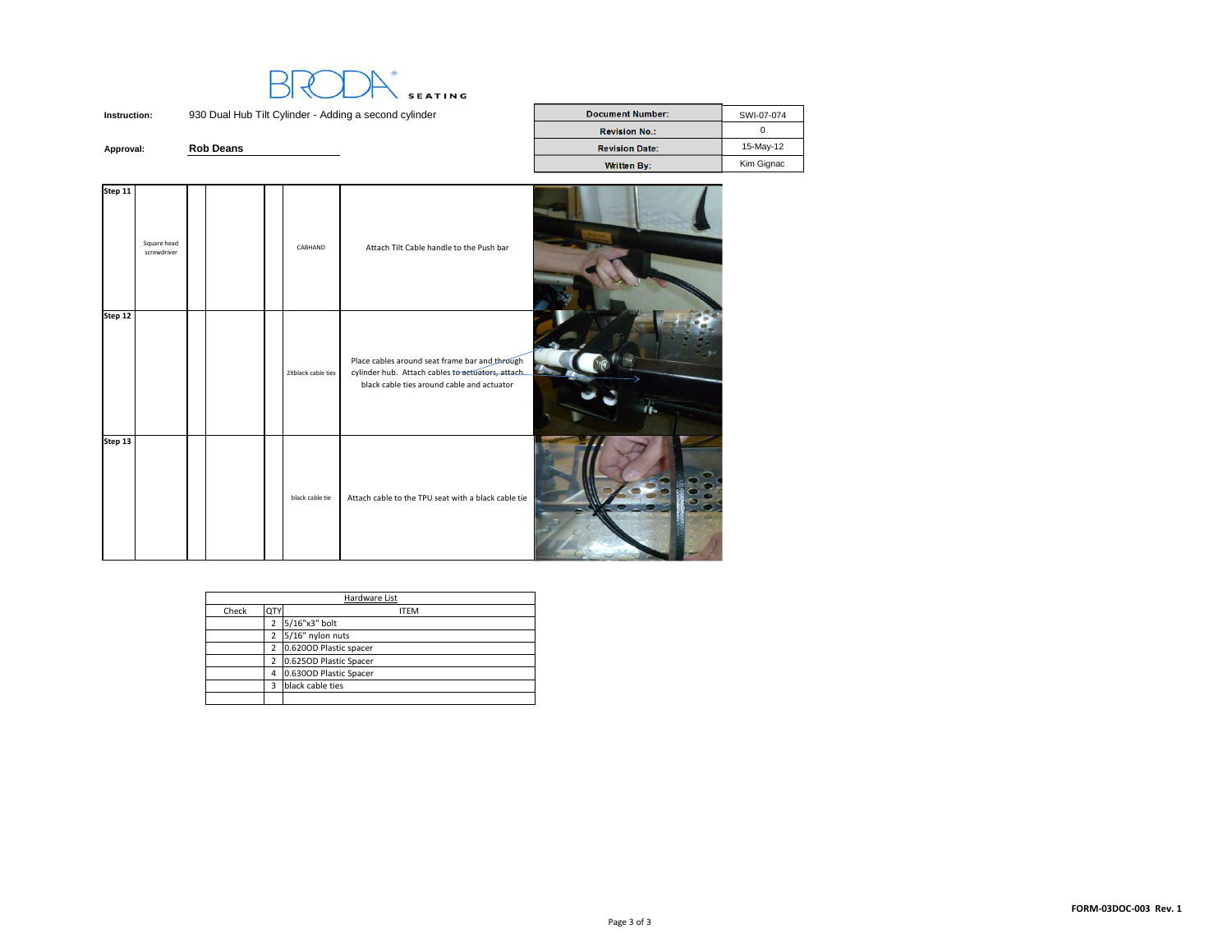BRODA SEATING

| | | | |
|---|---|---|---|
| **Instruction:** | 930 Dual Hub Tilt Cylinder - Adding a second cylinder | **Document Number:** | SWI-07-074 |
| | | **Revision No.:** | 0 |
| **Approval:** | **Rob Deans** | **Revision Date:** | 15-May-12 |
| | | **Written By:** | Kim Gignac |

| | | | | | | |
|---|---|---|---|---|---|---|
| **Step 11** | Square head screwdriver | | | | CABHAND | Attach Tilt Cable handle to the Push bar |
| **Step 12** | | | | | 2Xblack cable ties | Place cables around seat frame bar and through cylinder hub. Attach cables to actuators, attach black cable ties around cable and actuator |
| **Step 13** | | | | | black cable tie | Attach cable to the TPU seat with a black cable tie |

| Hardware List | | |
|---|---|---|
| Check | QTY | ITEM |
| | 2 | 5/16"x3" bolt |
| | 2 | 5/16" nylon nuts |
| | 2 | 0.620OD Plastic spacer |
| | 2 | 0.625OD Plastic Spacer |
| | 4 | 0.630OD Plastic Spacer |
| | 3 | black cable ties |
| | | |

**FORM-03DOC-003 Rev. 1**